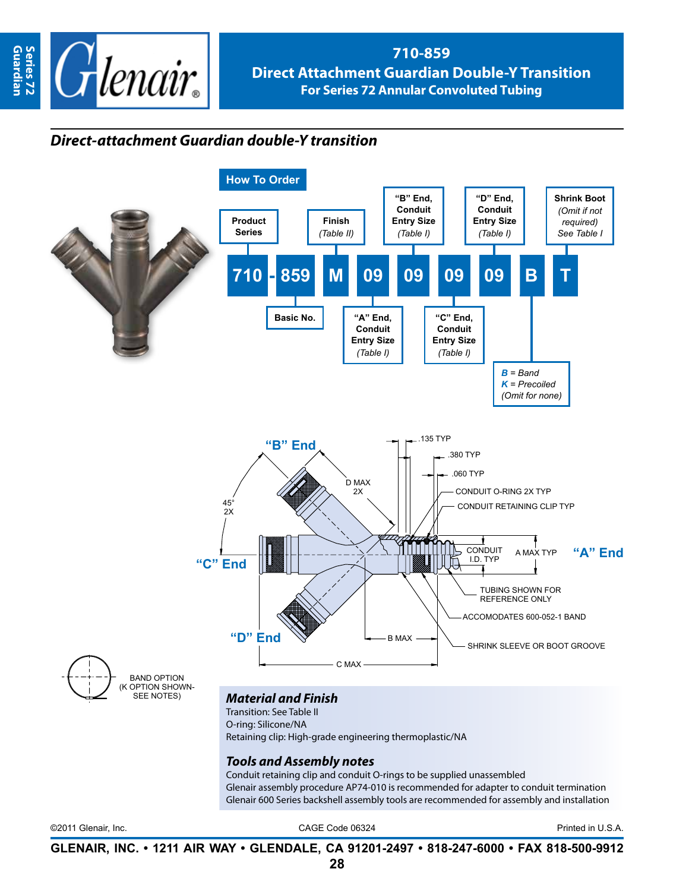# 710-859
## Direct Attachment Guardian Double-Y Transition
### For Series 72 Annular Convoluted Tubing

## *Direct-attachment Guardian double-Y transition*

### How To Order

| 710 | - | 859 | M | 09 | 09 | 09 | 09 | B | T |
|---|---|---|---|---|---|---|---|---|---|
| Product Series | | Basic No. | Finish (Table II) | "A" End, Conduit Entry Size (Table I) | "B" End, Conduit Entry Size (Table I) | "C" End, Conduit Entry Size (Table I) | "D" End, Conduit Entry Size (Table I) | *B* = Band, *K* = Precoiled (Omit for none) | Shrink Boot (Omit if not required) See Table I |

"B" End
"C" End
"D" End
"A" End

45° 2X
D MAX 2X
.135 TYP
.380 TYP
.060 TYP
CONDUIT O-RING 2X TYP
CONDUIT RETAINING CLIP TYP
CONDUIT I.D. TYP
A MAX TYP
TUBING SHOWN FOR REFERENCE ONLY
ACCOMODATES 600-052-1 BAND
SHRINK SLEEVE OR BOOT GROOVE
B MAX
C MAX

BAND OPTION (K OPTION SHOWN-SEE NOTES)

### *Material and Finish*

Transition: See Table II
O-ring: Silicone/NA
Retaining clip: High-grade engineering thermoplastic/NA

### *Tools and Assembly notes*

Conduit retaining clip and conduit O-rings to be supplied unassembled
Glenair assembly procedure AP74-010 is recommended for adapter to conduit termination
Glenair 600 Series backshell assembly tools are recommended for assembly and installation

©2011 Glenair, Inc. CAGE Code 06324 Printed in U.S.A.

**GLENAIR, INC. • 1211 AIR WAY • GLENDALE, CA 91201-2497 • 818-247-6000 • FAX 818-500-9912**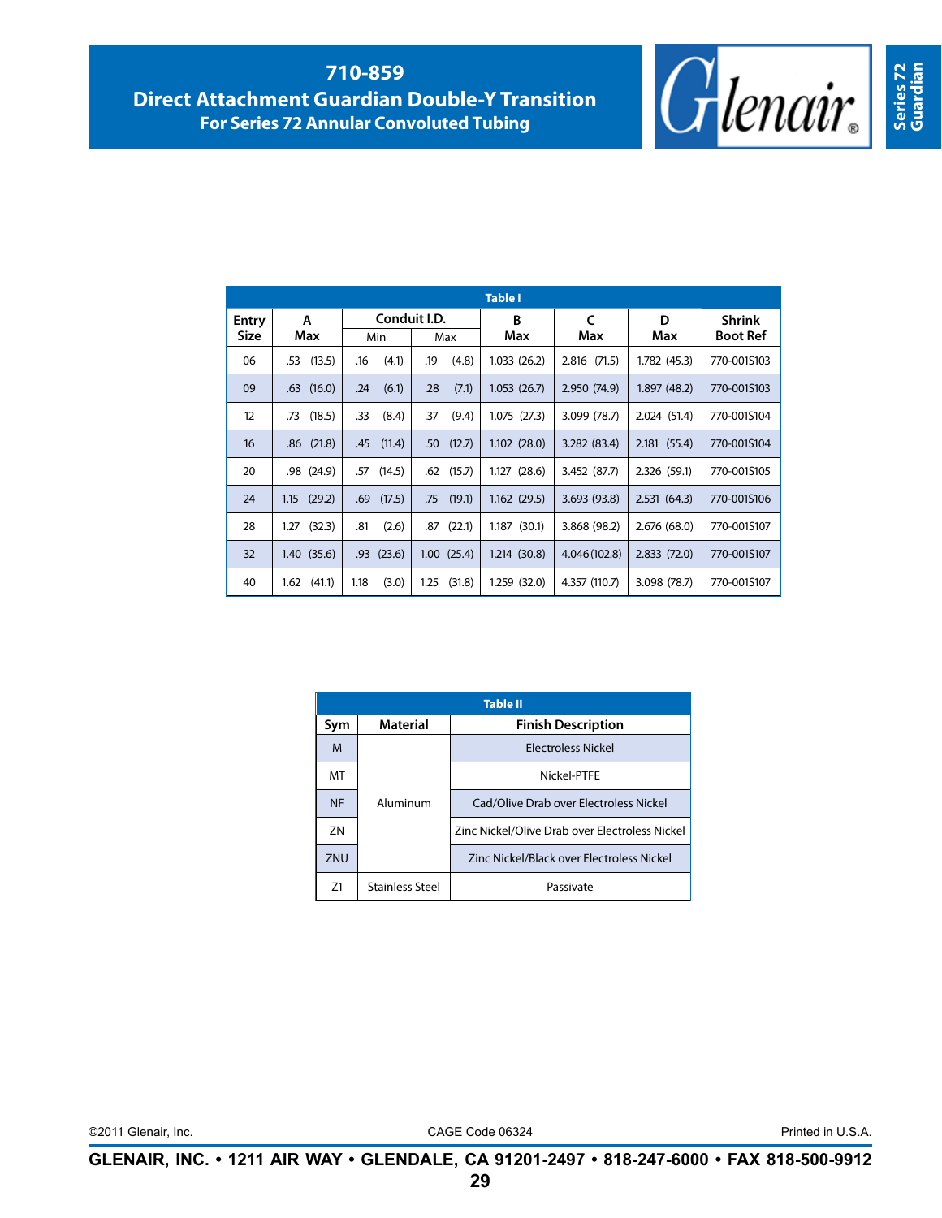# 710-859
## Direct Attachment Guardian Double-Y Transition
### For Series 72 Annular Convoluted Tubing

**Table I**

| Entry Size | A Max | Conduit I.D. | | B Max | C Max | D Max | Shrink Boot Ref |
|---|---|---|---|---|---|---|---|
| | | Min | Max | | | | |
| 06 | .53 (13.5) | .16 (4.1) | .19 (4.8) | 1.033 (26.2) | 2.816 (71.5) | 1.782 (45.3) | 770-001S103 |
| 09 | .63 (16.0) | .24 (6.1) | .28 (7.1) | 1.053 (26.7) | 2.950 (74.9) | 1.897 (48.2) | 770-001S103 |
| 12 | .73 (18.5) | .33 (8.4) | .37 (9.4) | 1.075 (27.3) | 3.099 (78.7) | 2.024 (51.4) | 770-001S104 |
| 16 | .86 (21.8) | .45 (11.4) | .50 (12.7) | 1.102 (28.0) | 3.282 (83.4) | 2.181 (55.4) | 770-001S104 |
| 20 | .98 (24.9) | .57 (14.5) | .62 (15.7) | 1.127 (28.6) | 3.452 (87.7) | 2.326 (59.1) | 770-001S105 |
| 24 | 1.15 (29.2) | .69 (17.5) | .75 (19.1) | 1.162 (29.5) | 3.693 (93.8) | 2.531 (64.3) | 770-001S106 |
| 28 | 1.27 (32.3) | .81 (2.6) | .87 (22.1) | 1.187 (30.1) | 3.868 (98.2) | 2.676 (68.0) | 770-001S107 |
| 32 | 1.40 (35.6) | .93 (23.6) | 1.00 (25.4) | 1.214 (30.8) | 4.046 (102.8) | 2.833 (72.0) | 770-001S107 |
| 40 | 1.62 (41.1) | 1.18 (3.0) | 1.25 (31.8) | 1.259 (32.0) | 4.357 (110.7) | 3.098 (78.7) | 770-001S107 |

**Table II**

| Sym | Material | Finish Description |
|---|---|---|
| M | Aluminum | Electroless Nickel |
| MT | | Nickel-PTFE |
| NF | | Cad/Olive Drab over Electroless Nickel |
| ZN | | Zinc Nickel/Olive Drab over Electroless Nickel |
| ZNU | | Zinc Nickel/Black over Electroless Nickel |
| Z1 | Stainless Steel | Passivate |

©2011 Glenair, Inc. CAGE Code 06324 Printed in U.S.A.

**GLENAIR, INC. • 1211 AIR WAY • GLENDALE, CA 91201-2497 • 818-247-6000 • FAX 818-500-9912**